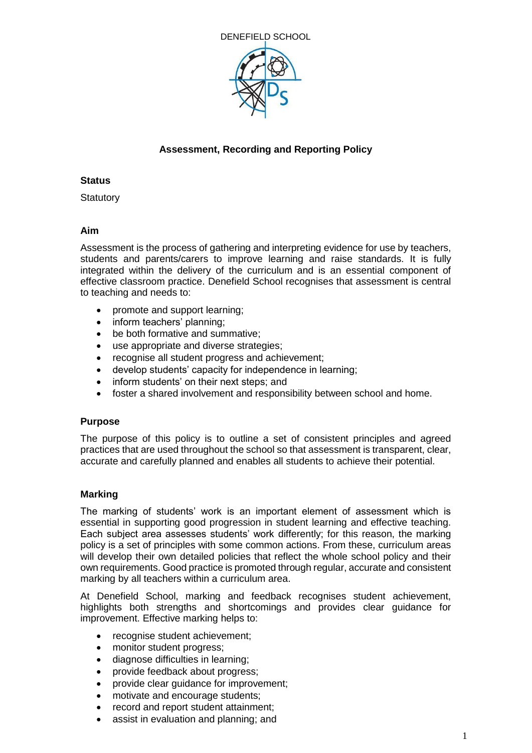DENEFIELD SCHOOL

# Assessment, Recording and Reporting Policy

## Status

Statutory

## Aim

Assessment is the process of gathering and interpreting evidence for use by teachers, students and parents/carers to improve learning and raise standards. It is fully integrated within the delivery of the curriculum and is an essential component of effective classroom practice. Denefield School recognises that assessment is central to teaching and needs to:

- promote and support learning;
- inform teachers' planning;
- be both formative and summative;
- use appropriate and diverse strategies;
- recognise all student progress and achievement;
- develop students' capacity for independence in learning;
- inform students' on their next steps; and
- foster a shared involvement and responsibility between school and home.

## Purpose

The purpose of this policy is to outline a set of consistent principles and agreed practices that are used throughout the school so that assessment is transparent, clear, accurate and carefully planned and enables all students to achieve their potential.

## Marking

The marking of students' work is an important element of assessment which is essential in supporting good progression in student learning and effective teaching. Each subject area assesses students' work differently; for this reason, the marking policy is a set of principles with some common actions. From these, curriculum areas will develop their own detailed policies that reflect the whole school policy and their own requirements. Good practice is promoted through regular, accurate and consistent marking by all teachers within a curriculum area.

At Denefield School, marking and feedback recognises student achievement, highlights both strengths and shortcomings and provides clear guidance for improvement. Effective marking helps to:

- recognise student achievement;
- monitor student progress;
- diagnose difficulties in learning;
- provide feedback about progress;
- provide clear guidance for improvement;
- motivate and encourage students;
- record and report student attainment;
- assist in evaluation and planning; and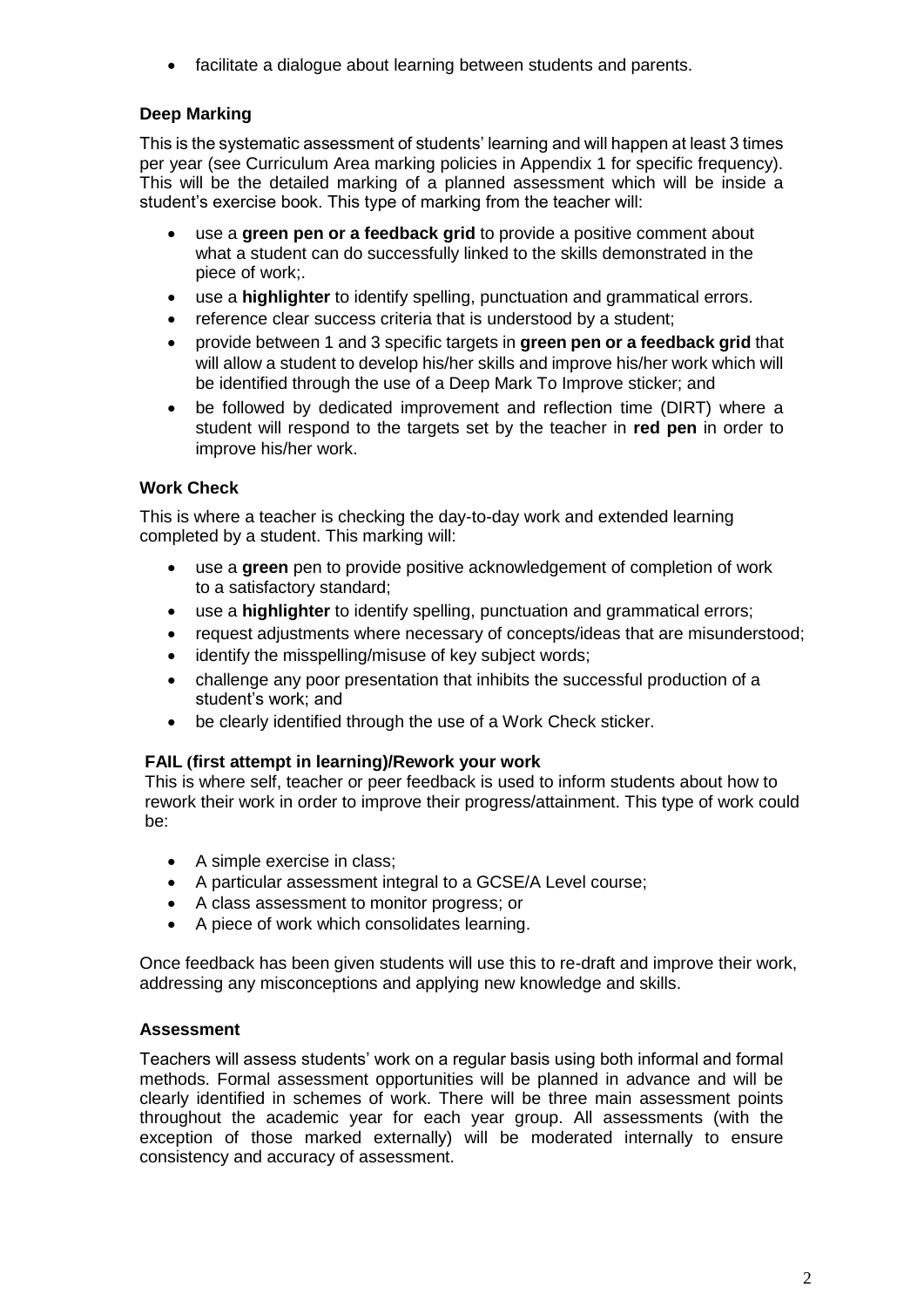- facilitate a dialogue about learning between students and parents.

### Deep Marking

This is the systematic assessment of students' learning and will happen at least 3 times per year (see Curriculum Area marking policies in Appendix 1 for specific frequency). This will be the detailed marking of a planned assessment which will be inside a student's exercise book. This type of marking from the teacher will:

- use a **green pen or a feedback grid** to provide a positive comment about what a student can do successfully linked to the skills demonstrated in the piece of work;.
- use a **highlighter** to identify spelling, punctuation and grammatical errors.
- reference clear success criteria that is understood by a student;
- provide between 1 and 3 specific targets in **green pen or a feedback grid** that will allow a student to develop his/her skills and improve his/her work which will be identified through the use of a Deep Mark To Improve sticker; and
- be followed by dedicated improvement and reflection time (DIRT) where a student will respond to the targets set by the teacher in **red pen** in order to improve his/her work.

### Work Check

This is where a teacher is checking the day-to-day work and extended learning completed by a student. This marking will:

- use a **green** pen to provide positive acknowledgement of completion of work to a satisfactory standard;
- use a **highlighter** to identify spelling, punctuation and grammatical errors;
- request adjustments where necessary of concepts/ideas that are misunderstood;
- identify the misspelling/misuse of key subject words;
- challenge any poor presentation that inhibits the successful production of a student's work; and
- be clearly identified through the use of a Work Check sticker.

### FAIL (first attempt in learning)/Rework your work

This is where self, teacher or peer feedback is used to inform students about how to rework their work in order to improve their progress/attainment. This type of work could be:

- A simple exercise in class;
- A particular assessment integral to a GCSE/A Level course;
- A class assessment to monitor progress; or
- A piece of work which consolidates learning.

Once feedback has been given students will use this to re-draft and improve their work, addressing any misconceptions and applying new knowledge and skills.

### Assessment

Teachers will assess students' work on a regular basis using both informal and formal methods. Formal assessment opportunities will be planned in advance and will be clearly identified in schemes of work. There will be three main assessment points throughout the academic year for each year group. All assessments (with the exception of those marked externally) will be moderated internally to ensure consistency and accuracy of assessment.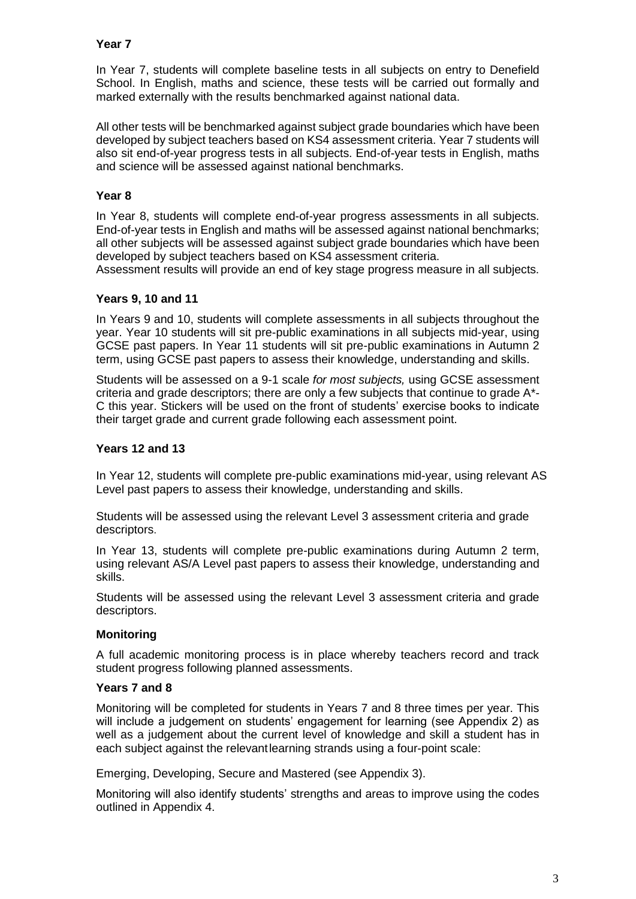### Year 7

In Year 7, students will complete baseline tests in all subjects on entry to Denefield School. In English, maths and science, these tests will be carried out formally and marked externally with the results benchmarked against national data.

All other tests will be benchmarked against subject grade boundaries which have been developed by subject teachers based on KS4 assessment criteria. Year 7 students will also sit end-of-year progress tests in all subjects. End-of-year tests in English, maths and science will be assessed against national benchmarks.

### Year 8

In Year 8, students will complete end-of-year progress assessments in all subjects. End-of-year tests in English and maths will be assessed against national benchmarks; all other subjects will be assessed against subject grade boundaries which have been developed by subject teachers based on KS4 assessment criteria.
Assessment results will provide an end of key stage progress measure in all subjects.

### Years 9, 10 and 11

In Years 9 and 10, students will complete assessments in all subjects throughout the year. Year 10 students will sit pre-public examinations in all subjects mid-year, using GCSE past papers. In Year 11 students will sit pre-public examinations in Autumn 2 term, using GCSE past papers to assess their knowledge, understanding and skills.

Students will be assessed on a 9-1 scale *for most subjects,* using GCSE assessment criteria and grade descriptors; there are only a few subjects that continue to grade A*-C this year. Stickers will be used on the front of students' exercise books to indicate their target grade and current grade following each assessment point.

### Years 12 and 13

In Year 12, students will complete pre-public examinations mid-year, using relevant AS Level past papers to assess their knowledge, understanding and skills.

Students will be assessed using the relevant Level 3 assessment criteria and grade descriptors.

In Year 13, students will complete pre-public examinations during Autumn 2 term, using relevant AS/A Level past papers to assess their knowledge, understanding and skills.

Students will be assessed using the relevant Level 3 assessment criteria and grade descriptors.

### Monitoring

A full academic monitoring process is in place whereby teachers record and track student progress following planned assessments.

### Years 7 and 8

Monitoring will be completed for students in Years 7 and 8 three times per year. This will include a judgement on students' engagement for learning (see Appendix 2) as well as a judgement about the current level of knowledge and skill a student has in each subject against the relevant learning strands using a four-point scale:

Emerging, Developing, Secure and Mastered (see Appendix 3).

Monitoring will also identify students' strengths and areas to improve using the codes outlined in Appendix 4.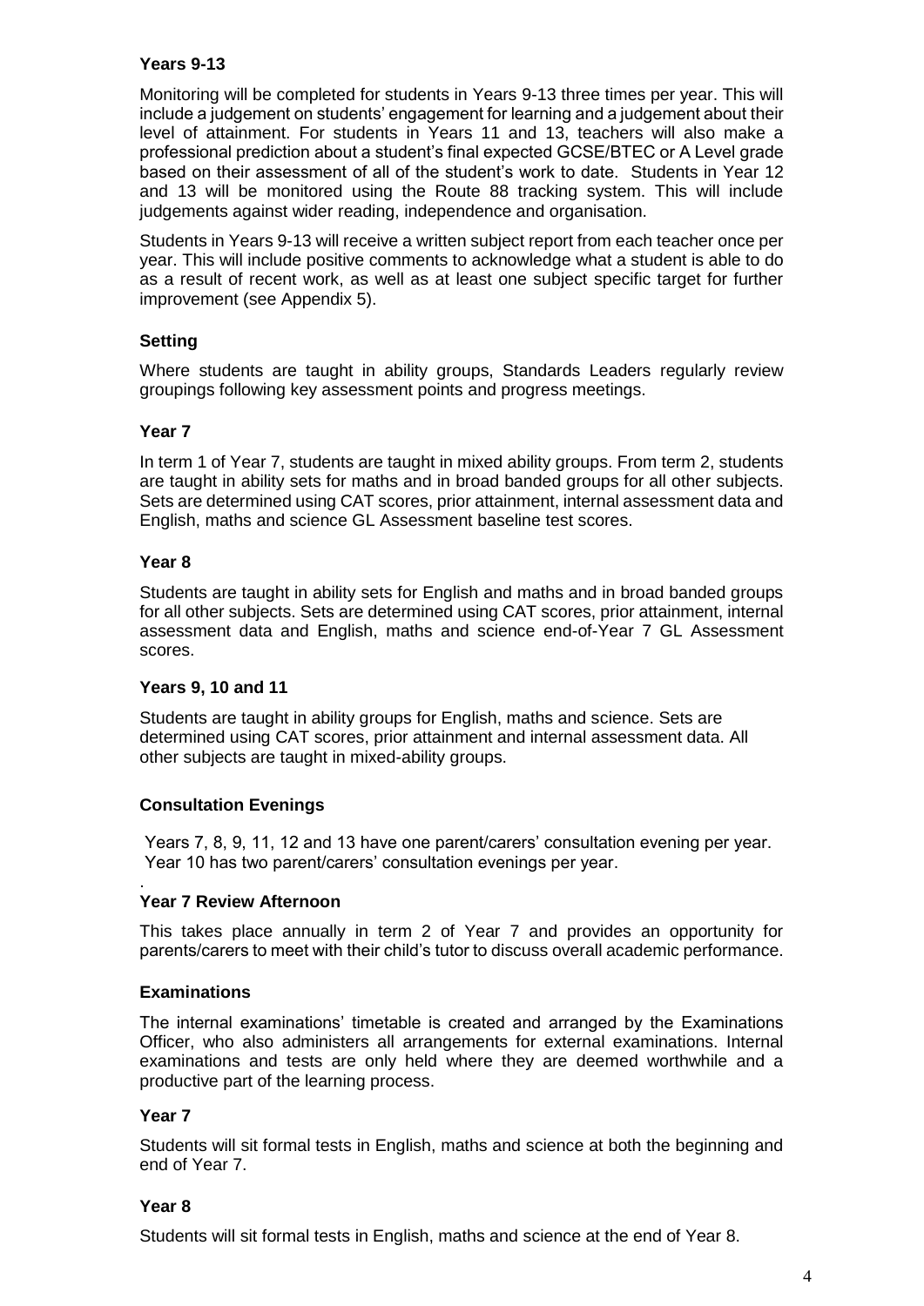**Years 9-13**

Monitoring will be completed for students in Years 9-13 three times per year. This will include a judgement on students' engagement for learning and a judgement about their level of attainment. For students in Years 11 and 13, teachers will also make a professional prediction about a student's final expected GCSE/BTEC or A Level grade based on their assessment of all of the student's work to date. Students in Year 12 and 13 will be monitored using the Route 88 tracking system. This will include judgements against wider reading, independence and organisation.

Students in Years 9-13 will receive a written subject report from each teacher once per year. This will include positive comments to acknowledge what a student is able to do as a result of recent work, as well as at least one subject specific target for further improvement (see Appendix 5).

**Setting**

Where students are taught in ability groups, Standards Leaders regularly review groupings following key assessment points and progress meetings.

**Year 7**

In term 1 of Year 7, students are taught in mixed ability groups. From term 2, students are taught in ability sets for maths and in broad banded groups for all other subjects. Sets are determined using CAT scores, prior attainment, internal assessment data and English, maths and science GL Assessment baseline test scores.

**Year 8**

Students are taught in ability sets for English and maths and in broad banded groups for all other subjects. Sets are determined using CAT scores, prior attainment, internal assessment data and English, maths and science end-of-Year 7 GL Assessment scores.

**Years 9, 10 and 11**

Students are taught in ability groups for English, maths and science. Sets are determined using CAT scores, prior attainment and internal assessment data. All other subjects are taught in mixed-ability groups.

**Consultation Evenings**

Years 7, 8, 9, 11, 12 and 13 have one parent/carers' consultation evening per year. Year 10 has two parent/carers' consultation evenings per year.

**Year 7 Review Afternoon**

This takes place annually in term 2 of Year 7 and provides an opportunity for parents/carers to meet with their child's tutor to discuss overall academic performance.

**Examinations**

The internal examinations' timetable is created and arranged by the Examinations Officer, who also administers all arrangements for external examinations. Internal examinations and tests are only held where they are deemed worthwhile and a productive part of the learning process.

**Year 7**

Students will sit formal tests in English, maths and science at both the beginning and end of Year 7.

**Year 8**

Students will sit formal tests in English, maths and science at the end of Year 8.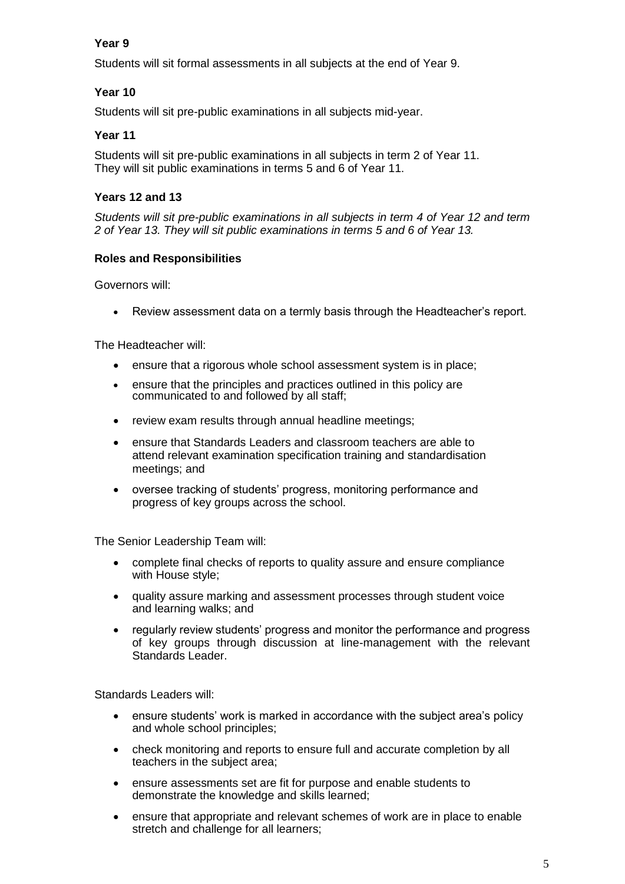**Year 9**

Students will sit formal assessments in all subjects at the end of Year 9.

**Year 10**

Students will sit pre-public examinations in all subjects mid-year.

**Year 11**

Students will sit pre-public examinations in all subjects in term 2 of Year 11.
They will sit public examinations in terms 5 and 6 of Year 11.

**Years 12 and 13**

*Students will sit pre-public examinations in all subjects in term 4 of Year 12 and term 2 of Year 13. They will sit public examinations in terms 5 and 6 of Year 13.*

**Roles and Responsibilities**

Governors will:

- Review assessment data on a termly basis through the Headteacher's report.

The Headteacher will:

- ensure that a rigorous whole school assessment system is in place;
- ensure that the principles and practices outlined in this policy are communicated to and followed by all staff;
- review exam results through annual headline meetings;
- ensure that Standards Leaders and classroom teachers are able to attend relevant examination specification training and standardisation meetings; and
- oversee tracking of students' progress, monitoring performance and progress of key groups across the school.

The Senior Leadership Team will:

- complete final checks of reports to quality assure and ensure compliance with House style;
- quality assure marking and assessment processes through student voice and learning walks; and
- regularly review students' progress and monitor the performance and progress of key groups through discussion at line-management with the relevant Standards Leader.

Standards Leaders will:

- ensure students' work is marked in accordance with the subject area's policy and whole school principles;
- check monitoring and reports to ensure full and accurate completion by all teachers in the subject area;
- ensure assessments set are fit for purpose and enable students to demonstrate the knowledge and skills learned;
- ensure that appropriate and relevant schemes of work are in place to enable stretch and challenge for all learners;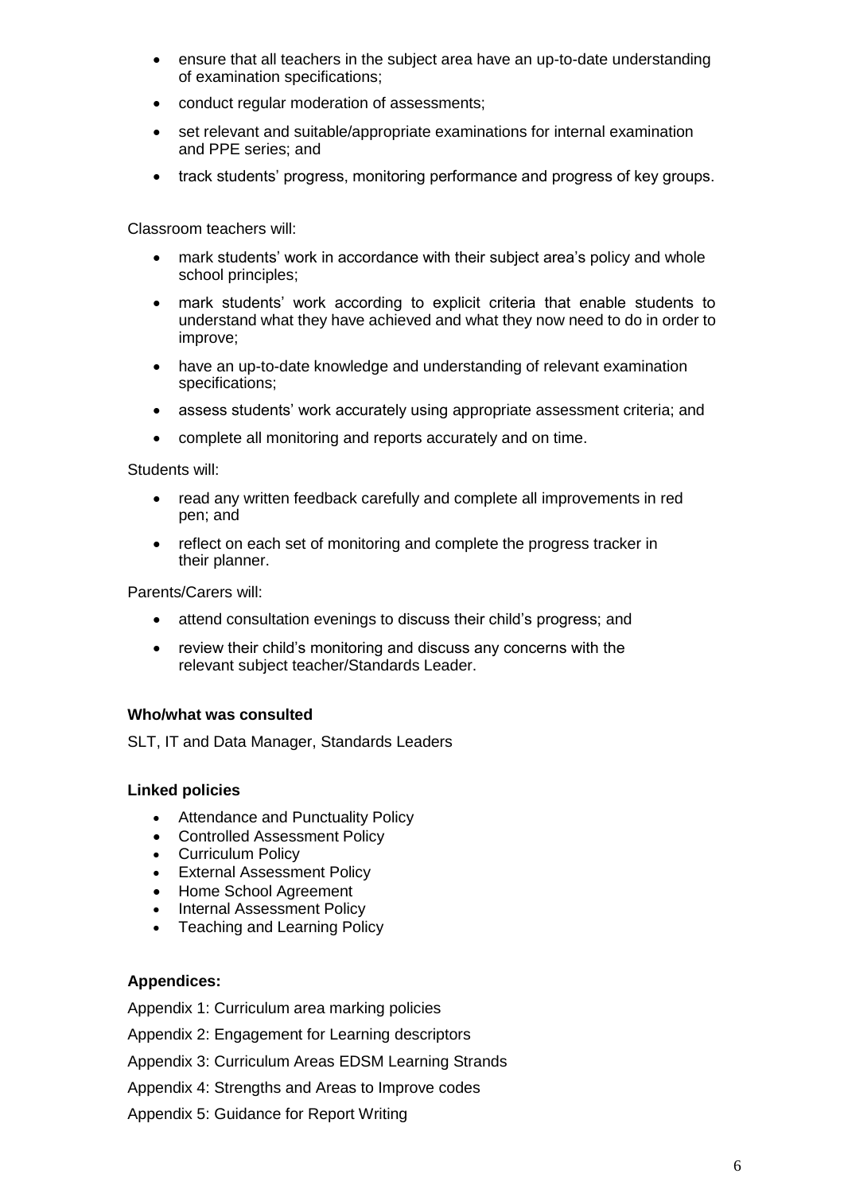- ensure that all teachers in the subject area have an up-to-date understanding of examination specifications;
- conduct regular moderation of assessments;
- set relevant and suitable/appropriate examinations for internal examination and PPE series; and
- track students' progress, monitoring performance and progress of key groups.

Classroom teachers will:

- mark students' work in accordance with their subject area's policy and whole school principles;
- mark students' work according to explicit criteria that enable students to understand what they have achieved and what they now need to do in order to improve;
- have an up-to-date knowledge and understanding of relevant examination specifications;
- assess students' work accurately using appropriate assessment criteria; and
- complete all monitoring and reports accurately and on time.

Students will:

- read any written feedback carefully and complete all improvements in red pen; and
- reflect on each set of monitoring and complete the progress tracker in their planner.

Parents/Carers will:

- attend consultation evenings to discuss their child's progress; and
- review their child's monitoring and discuss any concerns with the relevant subject teacher/Standards Leader.

**Who/what was consulted**

SLT, IT and Data Manager, Standards Leaders

**Linked policies**

- Attendance and Punctuality Policy
- Controlled Assessment Policy
- Curriculum Policy
- External Assessment Policy
- Home School Agreement
- Internal Assessment Policy
- Teaching and Learning Policy

**Appendices:**

Appendix 1: Curriculum area marking policies

Appendix 2: Engagement for Learning descriptors

Appendix 3: Curriculum Areas EDSM Learning Strands

Appendix 4: Strengths and Areas to Improve codes

Appendix 5: Guidance for Report Writing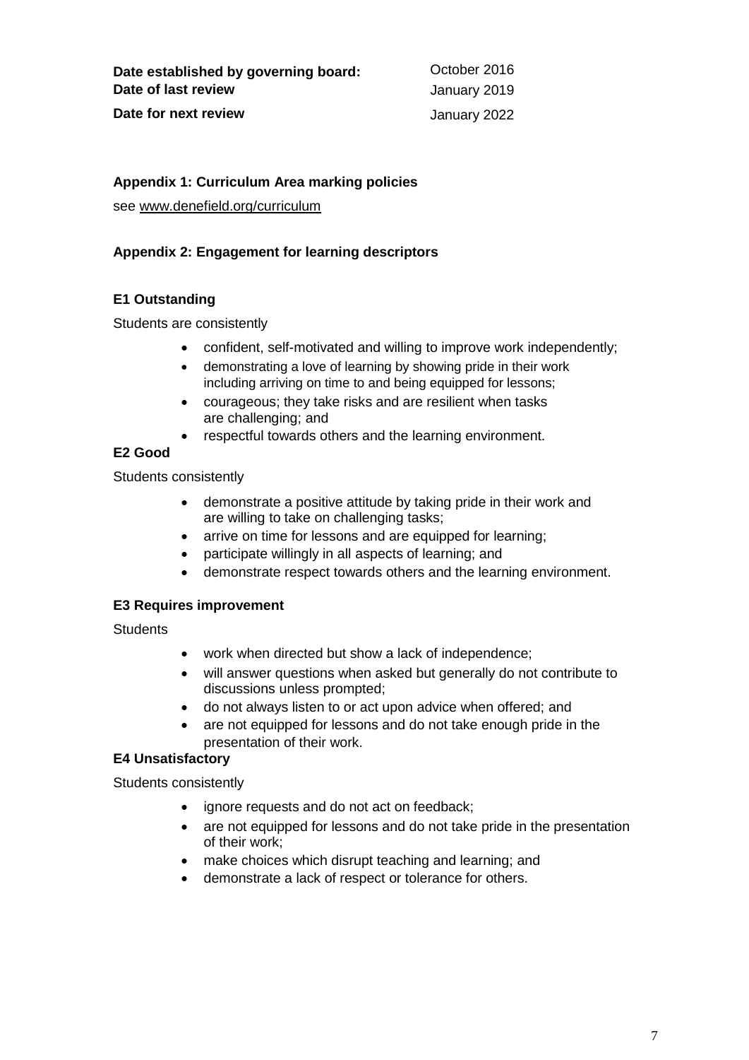| | |
|---|---|
| **Date established by governing board:** | October 2016 |
| **Date of last review** | January 2019 |
| **Date for next review** | January 2022 |

**Appendix 1: Curriculum Area marking policies**

see www.denefield.org/curriculum

**Appendix 2: Engagement for learning descriptors**

**E1 Outstanding**

Students are consistently

- confident, self-motivated and willing to improve work independently;
- demonstrating a love of learning by showing pride in their work including arriving on time to and being equipped for lessons;
- courageous; they take risks and are resilient when tasks are challenging; and
- respectful towards others and the learning environment.

**E2 Good**

Students consistently

- demonstrate a positive attitude by taking pride in their work and are willing to take on challenging tasks;
- arrive on time for lessons and are equipped for learning;
- participate willingly in all aspects of learning; and
- demonstrate respect towards others and the learning environment.

**E3 Requires improvement**

Students

- work when directed but show a lack of independence;
- will answer questions when asked but generally do not contribute to discussions unless prompted;
- do not always listen to or act upon advice when offered; and
- are not equipped for lessons and do not take enough pride in the presentation of their work.

**E4 Unsatisfactory**

Students consistently

- ignore requests and do not act on feedback;
- are not equipped for lessons and do not take pride in the presentation of their work;
- make choices which disrupt teaching and learning; and
- demonstrate a lack of respect or tolerance for others.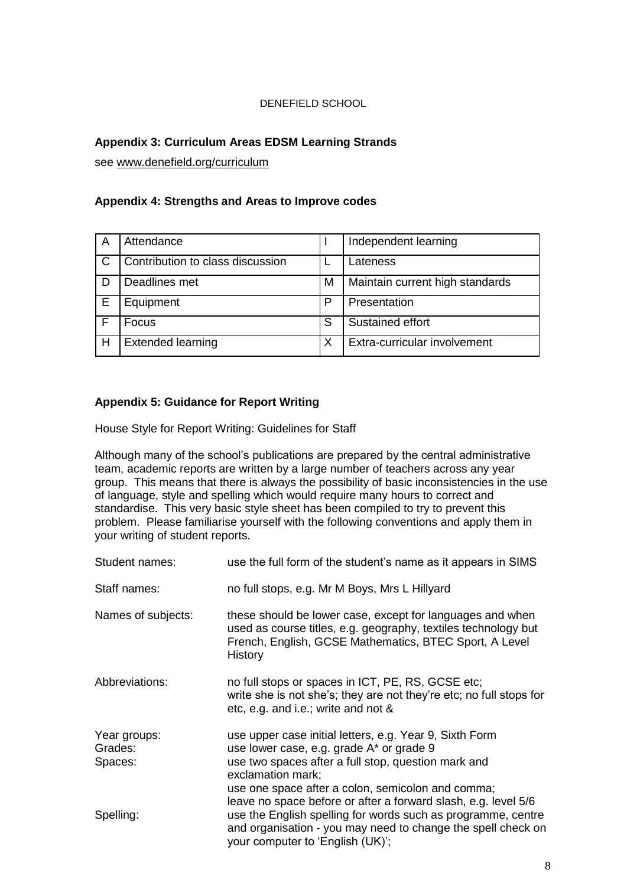DENEFIELD SCHOOL

**Appendix 3: Curriculum Areas EDSM Learning Strands**

see www.denefield.org/curriculum

**Appendix 4: Strengths and Areas to Improve codes**

| | | | |
|---|---|---|---|
| A | Attendance | I | Independent learning |
| C | Contribution to class discussion | L | Lateness |
| D | Deadlines met | M | Maintain current high standards |
| E | Equipment | P | Presentation |
| F | Focus | S | Sustained effort |
| H | Extended learning | X | Extra-curricular involvement |

**Appendix 5: Guidance for Report Writing**

House Style for Report Writing: Guidelines for Staff

Although many of the school's publications are prepared by the central administrative team, academic reports are written by a large number of teachers across any year group. This means that there is always the possibility of basic inconsistencies in the use of language, style and spelling which would require many hours to correct and standardise. This very basic style sheet has been compiled to try to prevent this problem. Please familiarise yourself with the following conventions and apply them in your writing of student reports.

| | |
|---|---|
| Student names: | use the full form of the student's name as it appears in SIMS |
| Staff names: | no full stops, e.g. Mr M Boys, Mrs L Hillyard |
| Names of subjects: | these should be lower case, except for languages and when used as course titles, e.g. geography, textiles technology but French, English, GCSE Mathematics, BTEC Sport, A Level History |
| Abbreviations: | no full stops or spaces in ICT, PE, RS, GCSE etc; write she is not she's; they are not they're etc; no full stops for etc, e.g. and i.e.; write and not & |
| Year groups: | use upper case initial letters, e.g. Year 9, Sixth Form |
| Grades: | use lower case, e.g. grade A* or grade 9 |
| Spaces: | use two spaces after a full stop, question mark and exclamation mark; use one space after a colon, semicolon and comma; leave no space before or after a forward slash, e.g. level 5/6 |
| Spelling: | use the English spelling for words such as programme, centre and organisation - you may need to change the spell check on your computer to 'English (UK)'; |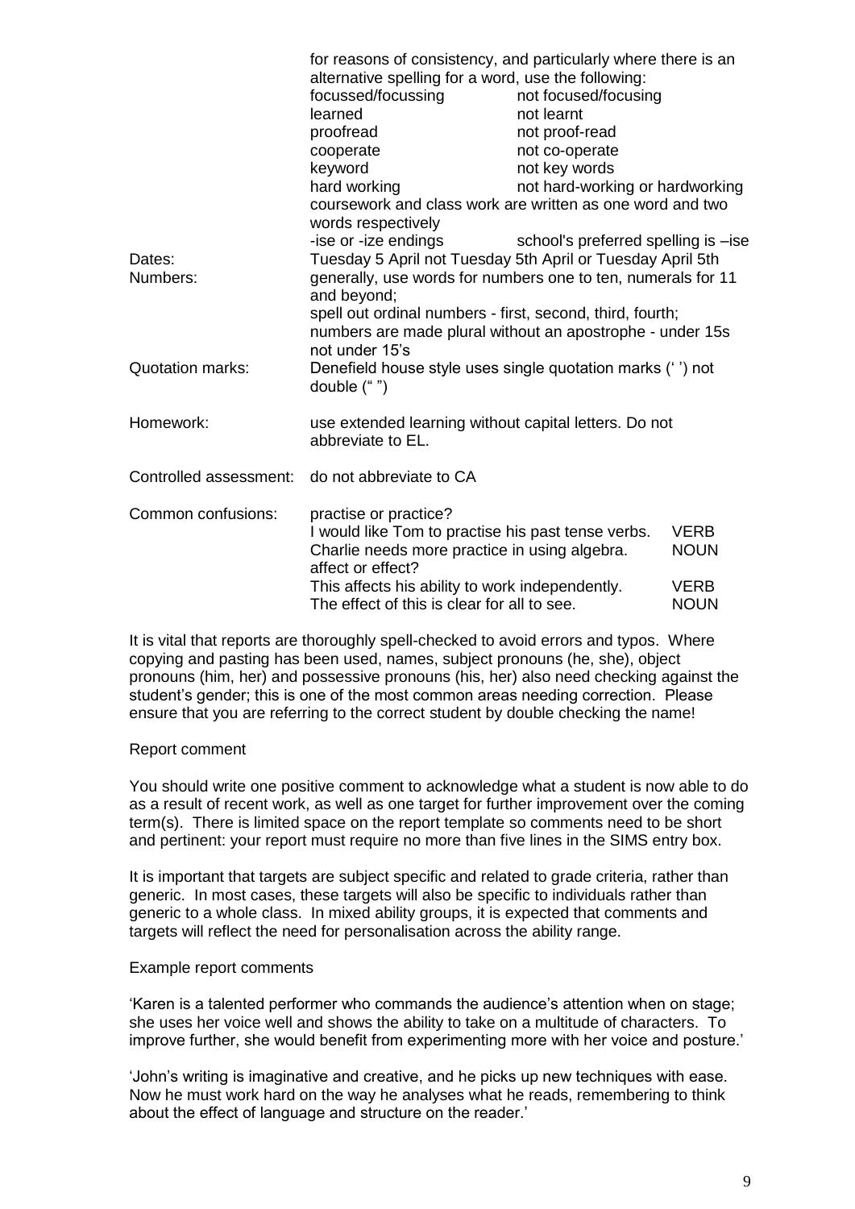| | |
|---|---|
| | for reasons of consistency, and particularly where there is an alternative spelling for a word, use the following:<br>focussed/focussing — not focused/focusing<br>learned — not learnt<br>proofread — not proof-read<br>cooperate — not co-operate<br>keyword — not key words<br>hard working — not hard-working or hardworking<br>coursework and class work are written as one word and two words respectively<br>-ise or -ize endings — school's preferred spelling is –ise |
| Dates: | Tuesday 5 April not Tuesday 5th April or Tuesday April 5th |
| Numbers: | generally, use words for numbers one to ten, numerals for 11 and beyond;<br>spell out ordinal numbers - first, second, third, fourth;<br>numbers are made plural without an apostrophe - under 15s not under 15's |
| Quotation marks: | Denefield house style uses single quotation marks (' ') not double (" ") |
| Homework: | use extended learning without capital letters. Do not abbreviate to EL. |
| Controlled assessment: | do not abbreviate to CA |
| Common confusions: | practise or practice?<br>I would like Tom to practise his past tense verbs. — VERB<br>Charlie needs more practice in using algebra. — NOUN<br>affect or effect?<br>This affects his ability to work independently. — VERB<br>The effect of this is clear for all to see. — NOUN |

It is vital that reports are thoroughly spell-checked to avoid errors and typos. Where copying and pasting has been used, names, subject pronouns (he, she), object pronouns (him, her) and possessive pronouns (his, her) also need checking against the student's gender; this is one of the most common areas needing correction. Please ensure that you are referring to the correct student by double checking the name!

Report comment

You should write one positive comment to acknowledge what a student is now able to do as a result of recent work, as well as one target for further improvement over the coming term(s). There is limited space on the report template so comments need to be short and pertinent: your report must require no more than five lines in the SIMS entry box.

It is important that targets are subject specific and related to grade criteria, rather than generic. In most cases, these targets will also be specific to individuals rather than generic to a whole class. In mixed ability groups, it is expected that comments and targets will reflect the need for personalisation across the ability range.

Example report comments

'Karen is a talented performer who commands the audience's attention when on stage; she uses her voice well and shows the ability to take on a multitude of characters. To improve further, she would benefit from experimenting more with her voice and posture.'

'John's writing is imaginative and creative, and he picks up new techniques with ease. Now he must work hard on the way he analyses what he reads, remembering to think about the effect of language and structure on the reader.'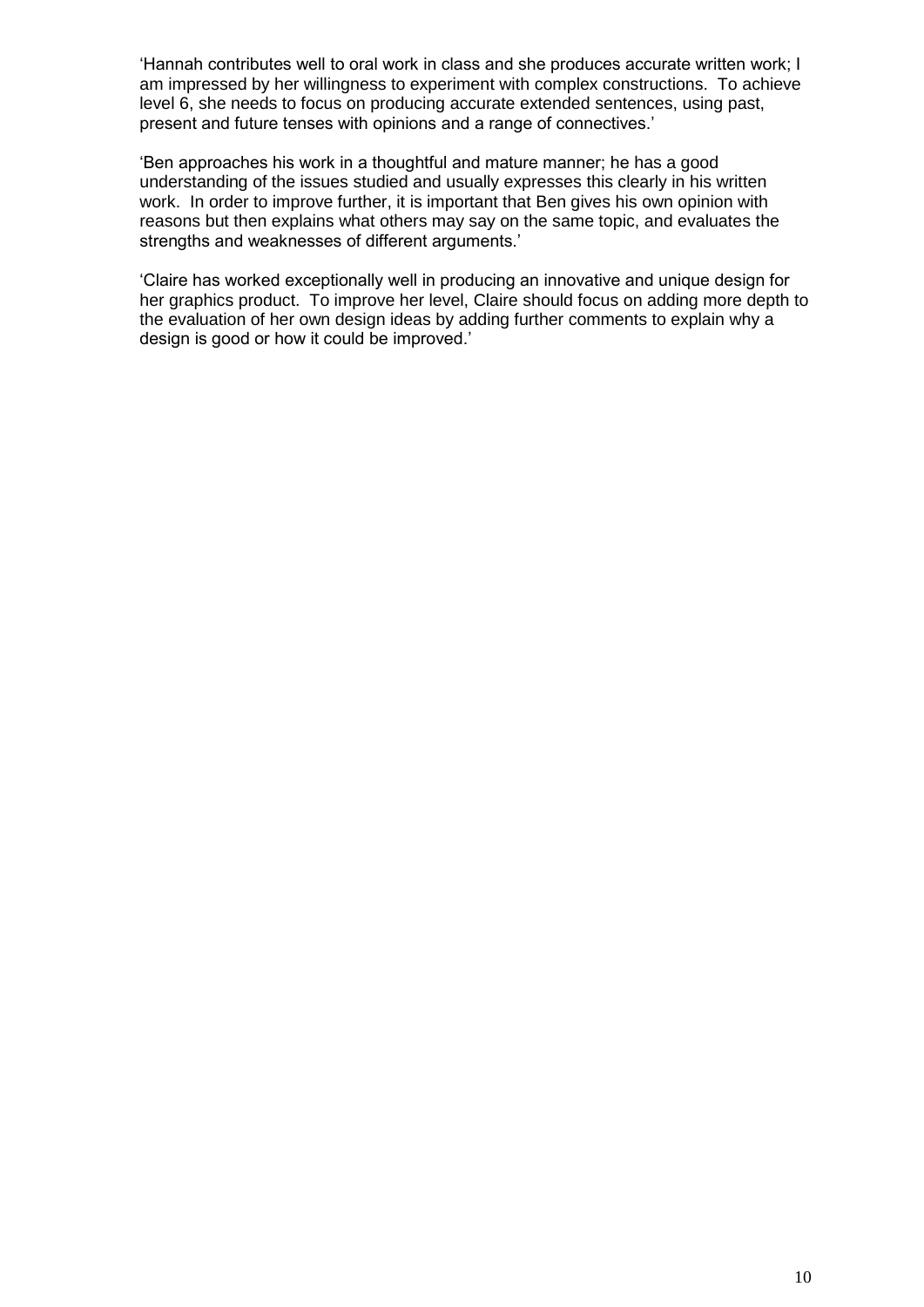‘Hannah contributes well to oral work in class and she produces accurate written work; I am impressed by her willingness to experiment with complex constructions. To achieve level 6, she needs to focus on producing accurate extended sentences, using past, present and future tenses with opinions and a range of connectives.’

‘Ben approaches his work in a thoughtful and mature manner; he has a good understanding of the issues studied and usually expresses this clearly in his written work. In order to improve further, it is important that Ben gives his own opinion with reasons but then explains what others may say on the same topic, and evaluates the strengths and weaknesses of different arguments.’

‘Claire has worked exceptionally well in producing an innovative and unique design for her graphics product. To improve her level, Claire should focus on adding more depth to the evaluation of her own design ideas by adding further comments to explain why a design is good or how it could be improved.’